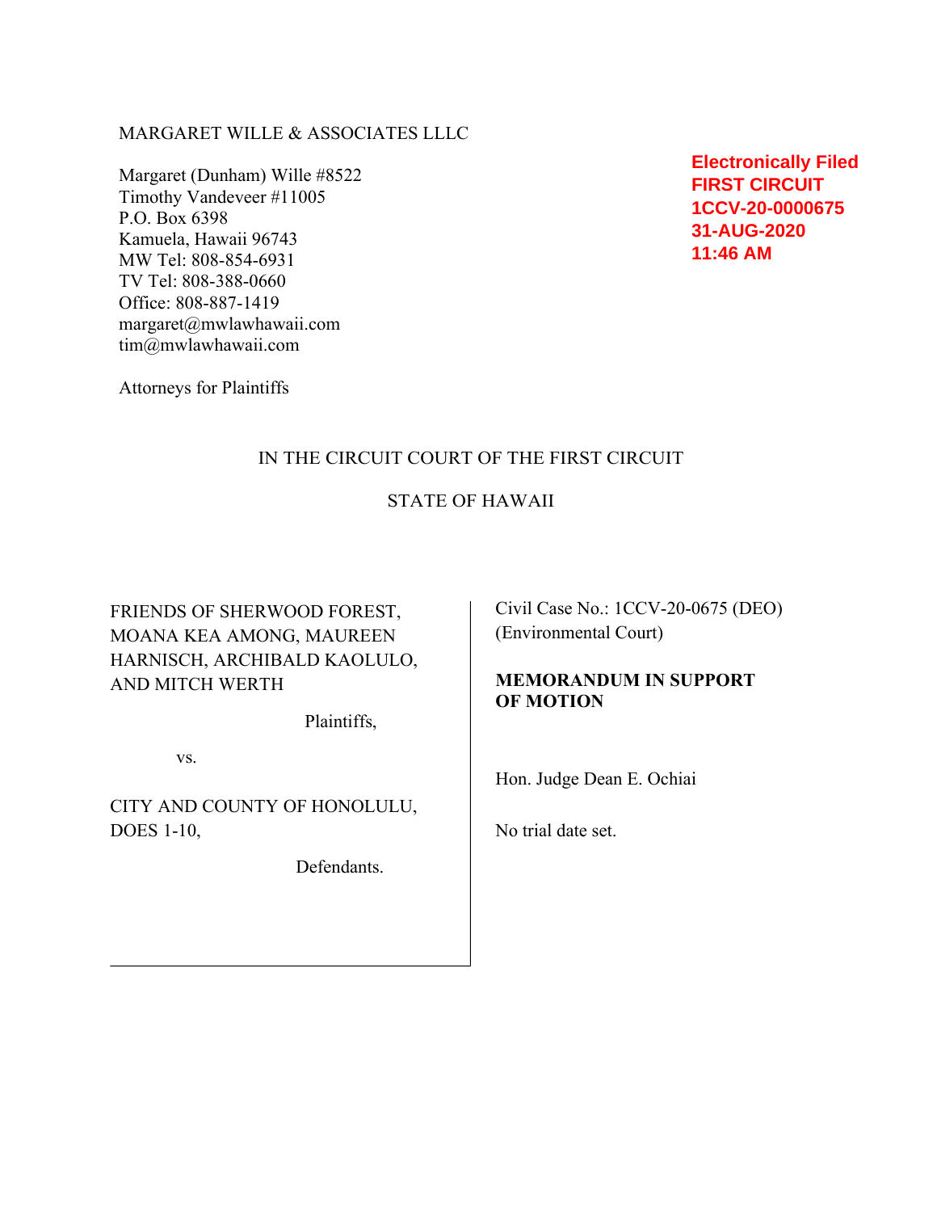MARGARET WILLE & ASSOCIATES LLLC

Margaret (Dunham) Wille #8522
Timothy Vandeveer #11005
P.O. Box 6398
Kamuela, Hawaii 96743
MW Tel: 808-854-6931
TV Tel: 808-388-0660
Office: 808-887-1419
margaret@mwlawhawaii.com
tim@mwlawhawaii.com

Attorneys for Plaintiffs

Electronically Filed
FIRST CIRCUIT
1CCV-20-0000675
31-AUG-2020
11:46 AM

IN THE CIRCUIT COURT OF THE FIRST CIRCUIT

STATE OF HAWAII

FRIENDS OF SHERWOOD FOREST, MOANA KEA AMONG, MAUREEN HARNISCH, ARCHIBALD KAOLULO, AND MITCH WERTH

Plaintiffs,

vs.

CITY AND COUNTY OF HONOLULU, DOES 1-10,

Defendants.

Civil Case No.: 1CCV-20-0675 (DEO) (Environmental Court)

**MEMORANDUM IN SUPPORT OF MOTION**

Hon. Judge Dean E. Ochiai

No trial date set.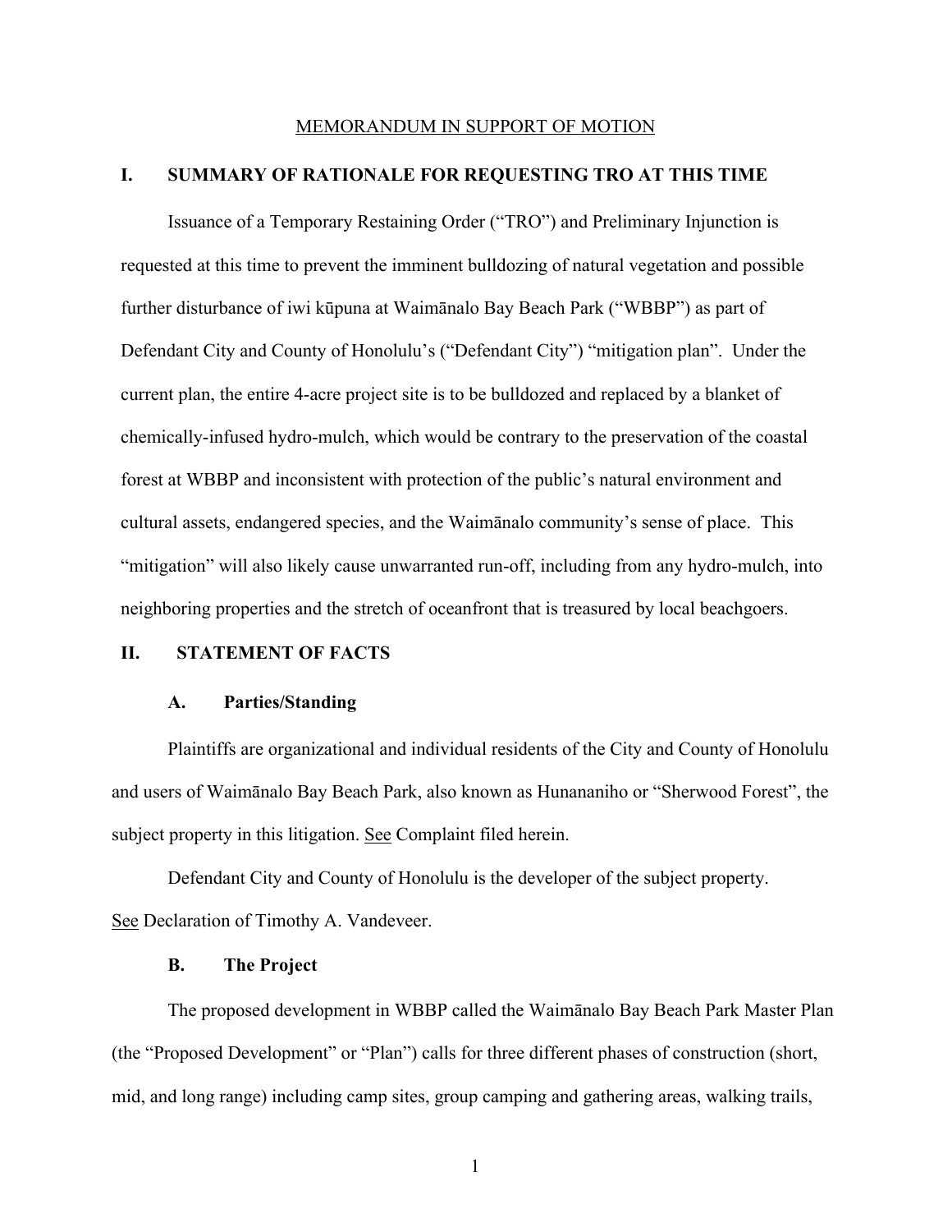MEMORANDUM IN SUPPORT OF MOTION

## I. SUMMARY OF RATIONALE FOR REQUESTING TRO AT THIS TIME

Issuance of a Temporary Restaing Order ("TRO") and Preliminary Injunction is requested at this time to prevent the imminent bulldozing of natural vegetation and possible further disturbance of iwi kūpuna at Waimānalo Bay Beach Park ("WBBP") as part of Defendant City and County of Honolulu's ("Defendant City") "mitigation plan". Under the current plan, the entire 4-acre project site is to be bulldozed and replaced by a blanket of chemically-infused hydro-mulch, which would be contrary to the preservation of the coastal forest at WBBP and inconsistent with protection of the public's natural environment and cultural assets, endangered species, and the Waimānalo community's sense of place. This "mitigation" will also likely cause unwarranted run-off, including from any hydro-mulch, into neighboring properties and the stretch of oceanfront that is treasured by local beachgoers.

## II. STATEMENT OF FACTS

### A. Parties/Standing

Plaintiffs are organizational and individual residents of the City and County of Honolulu and users of Waimānalo Bay Beach Park, also known as Hunananiho or "Sherwood Forest", the subject property in this litigation. See Complaint filed herein.

Defendant City and County of Honolulu is the developer of the subject property. See Declaration of Timothy A. Vandeveer.

### B. The Project

The proposed development in WBBP called the Waimānalo Bay Beach Park Master Plan (the "Proposed Development" or "Plan") calls for three different phases of construction (short, mid, and long range) including camp sites, group camping and gathering areas, walking trails,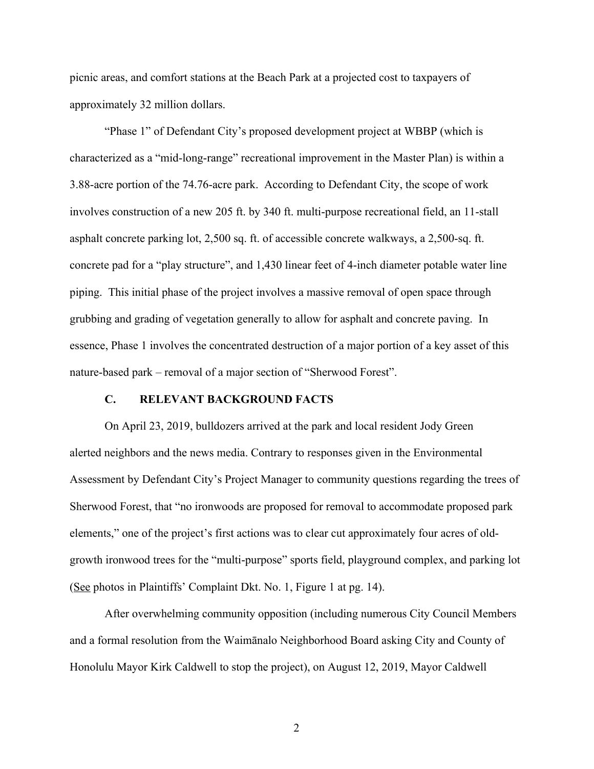picnic areas, and comfort stations at the Beach Park at a projected cost to taxpayers of approximately 32 million dollars.

"Phase 1" of Defendant City's proposed development project at WBBP (which is characterized as a "mid-long-range" recreational improvement in the Master Plan) is within a 3.88-acre portion of the 74.76-acre park. According to Defendant City, the scope of work involves construction of a new 205 ft. by 340 ft. multi-purpose recreational field, an 11-stall asphalt concrete parking lot, 2,500 sq. ft. of accessible concrete walkways, a 2,500-sq. ft. concrete pad for a "play structure", and 1,430 linear feet of 4-inch diameter potable water line piping. This initial phase of the project involves a massive removal of open space through grubbing and grading of vegetation generally to allow for asphalt and concrete paving. In essence, Phase 1 involves the concentrated destruction of a major portion of a key asset of this nature-based park – removal of a major section of "Sherwood Forest".

### C. RELEVANT BACKGROUND FACTS

On April 23, 2019, bulldozers arrived at the park and local resident Jody Green alerted neighbors and the news media. Contrary to responses given in the Environmental Assessment by Defendant City's Project Manager to community questions regarding the trees of Sherwood Forest, that "no ironwoods are proposed for removal to accommodate proposed park elements," one of the project's first actions was to clear cut approximately four acres of old-growth ironwood trees for the "multi-purpose" sports field, playground complex, and parking lot (<u>See</u> photos in Plaintiffs' Complaint Dkt. No. 1, Figure 1 at pg. 14).

After overwhelming community opposition (including numerous City Council Members and a formal resolution from the Waimānalo Neighborhood Board asking City and County of Honolulu Mayor Kirk Caldwell to stop the project), on August 12, 2019, Mayor Caldwell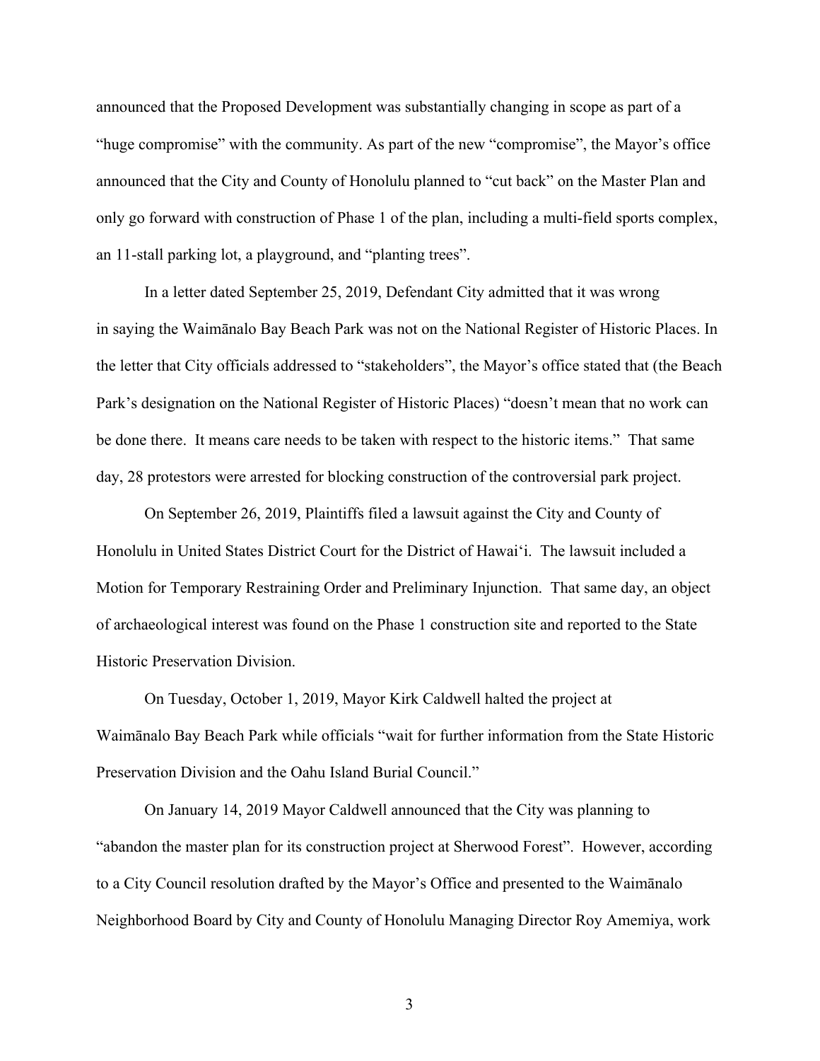announced that the Proposed Development was substantially changing in scope as part of a "huge compromise" with the community. As part of the new "compromise", the Mayor's office announced that the City and County of Honolulu planned to "cut back" on the Master Plan and only go forward with construction of Phase 1 of the plan, including a multi-field sports complex, an 11-stall parking lot, a playground, and "planting trees".

In a letter dated September 25, 2019, Defendant City admitted that it was wrong in saying the Waimānalo Bay Beach Park was not on the National Register of Historic Places. In the letter that City officials addressed to "stakeholders", the Mayor's office stated that (the Beach Park's designation on the National Register of Historic Places) "doesn't mean that no work can be done there. It means care needs to be taken with respect to the historic items." That same day, 28 protestors were arrested for blocking construction of the controversial park project.

On September 26, 2019, Plaintiffs filed a lawsuit against the City and County of Honolulu in United States District Court for the District of Hawaiʻi. The lawsuit included a Motion for Temporary Restraining Order and Preliminary Injunction. That same day, an object of archaeological interest was found on the Phase 1 construction site and reported to the State Historic Preservation Division.

On Tuesday, October 1, 2019, Mayor Kirk Caldwell halted the project at Waimānalo Bay Beach Park while officials "wait for further information from the State Historic Preservation Division and the Oahu Island Burial Council."

On January 14, 2019 Mayor Caldwell announced that the City was planning to "abandon the master plan for its construction project at Sherwood Forest". However, according to a City Council resolution drafted by the Mayor's Office and presented to the Waimānalo Neighborhood Board by City and County of Honolulu Managing Director Roy Amemiya, work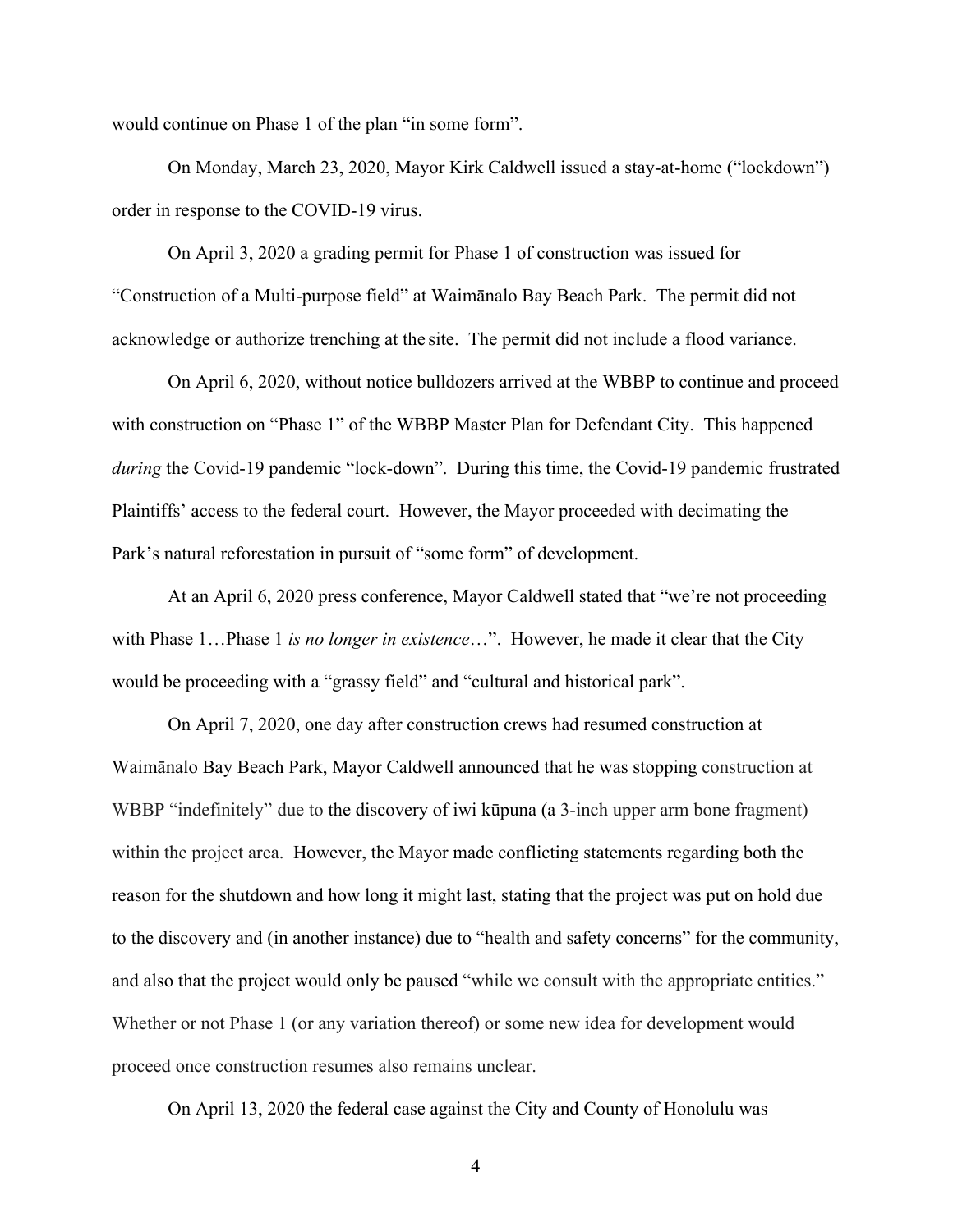would continue on Phase 1 of the plan "in some form".

On Monday, March 23, 2020, Mayor Kirk Caldwell issued a stay-at-home ("lockdown") order in response to the COVID-19 virus.

On April 3, 2020 a grading permit for Phase 1 of construction was issued for "Construction of a Multi-purpose field" at Waimānalo Bay Beach Park. The permit did not acknowledge or authorize trenching at the site. The permit did not include a flood variance.

On April 6, 2020, without notice bulldozers arrived at the WBBP to continue and proceed with construction on "Phase 1" of the WBBP Master Plan for Defendant City. This happened *during* the Covid-19 pandemic "lock-down". During this time, the Covid-19 pandemic frustrated Plaintiffs' access to the federal court. However, the Mayor proceeded with decimating the Park's natural reforestation in pursuit of "some form" of development.

At an April 6, 2020 press conference, Mayor Caldwell stated that "we're not proceeding with Phase 1…Phase 1 *is no longer in existence*…". However, he made it clear that the City would be proceeding with a "grassy field" and "cultural and historical park".

On April 7, 2020, one day after construction crews had resumed construction at Waimānalo Bay Beach Park, Mayor Caldwell announced that he was stopping construction at WBBP "indefinitely" due to the discovery of iwi kūpuna (a 3-inch upper arm bone fragment) within the project area. However, the Mayor made conflicting statements regarding both the reason for the shutdown and how long it might last, stating that the project was put on hold due to the discovery and (in another instance) due to "health and safety concerns" for the community, and also that the project would only be paused "while we consult with the appropriate entities." Whether or not Phase 1 (or any variation thereof) or some new idea for development would proceed once construction resumes also remains unclear.

On April 13, 2020 the federal case against the City and County of Honolulu was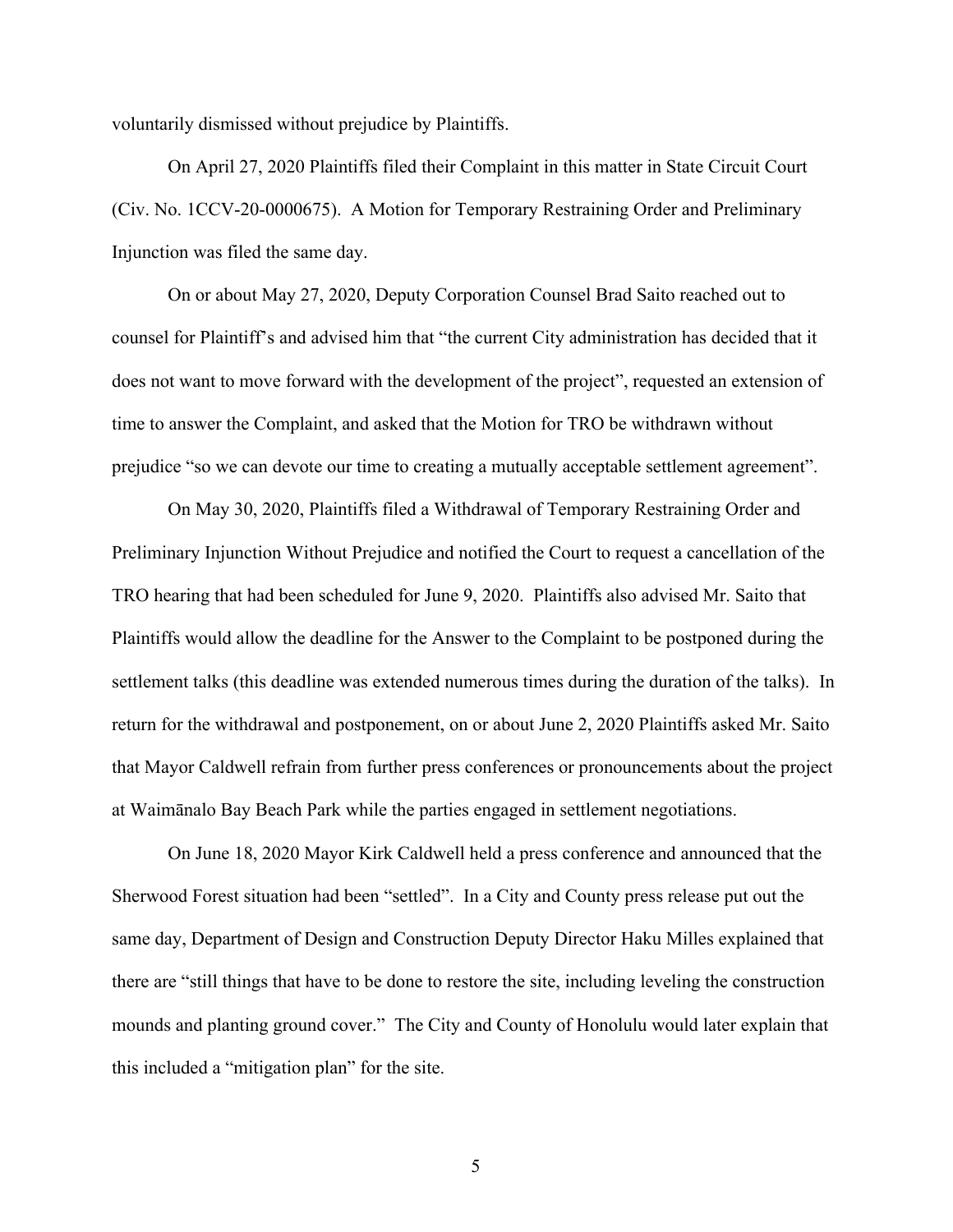voluntarily dismissed without prejudice by Plaintiffs.

On April 27, 2020 Plaintiffs filed their Complaint in this matter in State Circuit Court (Civ. No. 1CCV-20-0000675). A Motion for Temporary Restraining Order and Preliminary Injunction was filed the same day.

On or about May 27, 2020, Deputy Corporation Counsel Brad Saito reached out to counsel for Plaintiff's and advised him that "the current City administration has decided that it does not want to move forward with the development of the project", requested an extension of time to answer the Complaint, and asked that the Motion for TRO be withdrawn without prejudice "so we can devote our time to creating a mutually acceptable settlement agreement".

On May 30, 2020, Plaintiffs filed a Withdrawal of Temporary Restraining Order and Preliminary Injunction Without Prejudice and notified the Court to request a cancellation of the TRO hearing that had been scheduled for June 9, 2020. Plaintiffs also advised Mr. Saito that Plaintiffs would allow the deadline for the Answer to the Complaint to be postponed during the settlement talks (this deadline was extended numerous times during the duration of the talks). In return for the withdrawal and postponement, on or about June 2, 2020 Plaintiffs asked Mr. Saito that Mayor Caldwell refrain from further press conferences or pronouncements about the project at Waimānalo Bay Beach Park while the parties engaged in settlement negotiations.

On June 18, 2020 Mayor Kirk Caldwell held a press conference and announced that the Sherwood Forest situation had been "settled". In a City and County press release put out the same day, Department of Design and Construction Deputy Director Haku Milles explained that there are "still things that have to be done to restore the site, including leveling the construction mounds and planting ground cover." The City and County of Honolulu would later explain that this included a "mitigation plan" for the site.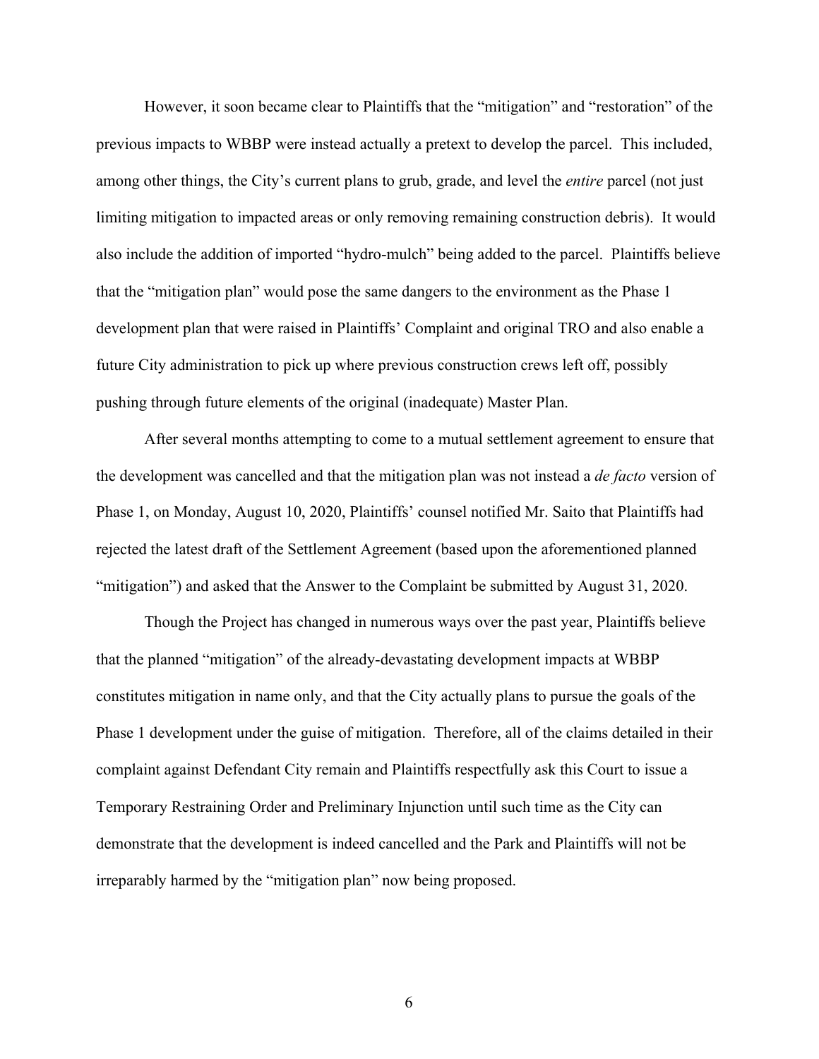However, it soon became clear to Plaintiffs that the "mitigation" and "restoration" of the previous impacts to WBBP were instead actually a pretext to develop the parcel. This included, among other things, the City's current plans to grub, grade, and level the *entire* parcel (not just limiting mitigation to impacted areas or only removing remaining construction debris). It would also include the addition of imported "hydro-mulch" being added to the parcel. Plaintiffs believe that the "mitigation plan" would pose the same dangers to the environment as the Phase 1 development plan that were raised in Plaintiffs' Complaint and original TRO and also enable a future City administration to pick up where previous construction crews left off, possibly pushing through future elements of the original (inadequate) Master Plan.

After several months attempting to come to a mutual settlement agreement to ensure that the development was cancelled and that the mitigation plan was not instead a *de facto* version of Phase 1, on Monday, August 10, 2020, Plaintiffs' counsel notified Mr. Saito that Plaintiffs had rejected the latest draft of the Settlement Agreement (based upon the aforementioned planned "mitigation") and asked that the Answer to the Complaint be submitted by August 31, 2020.

Though the Project has changed in numerous ways over the past year, Plaintiffs believe that the planned "mitigation" of the already-devastating development impacts at WBBP constitutes mitigation in name only, and that the City actually plans to pursue the goals of the Phase 1 development under the guise of mitigation. Therefore, all of the claims detailed in their complaint against Defendant City remain and Plaintiffs respectfully ask this Court to issue a Temporary Restraining Order and Preliminary Injunction until such time as the City can demonstrate that the development is indeed cancelled and the Park and Plaintiffs will not be irreparably harmed by the "mitigation plan" now being proposed.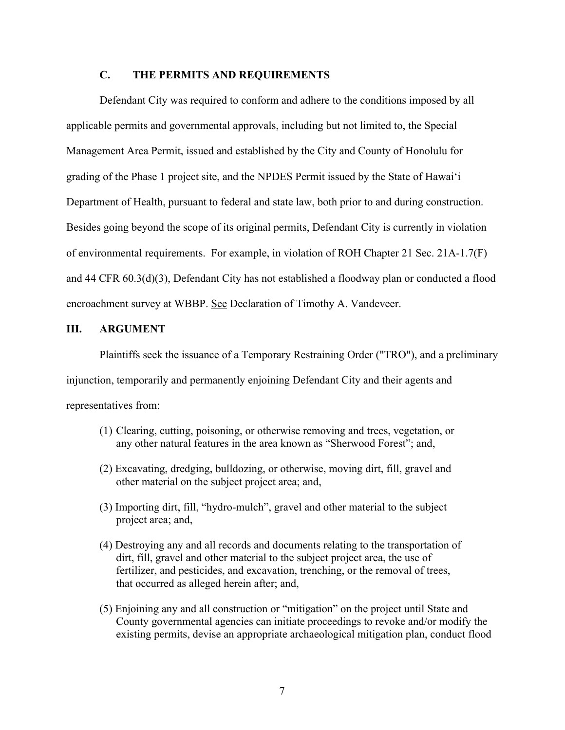### C. THE PERMITS AND REQUIREMENTS

Defendant City was required to conform and adhere to the conditions imposed by all applicable permits and governmental approvals, including but not limited to, the Special Management Area Permit, issued and established by the City and County of Honolulu for grading of the Phase 1 project site, and the NPDES Permit issued by the State of Hawaiʻi Department of Health, pursuant to federal and state law, both prior to and during construction. Besides going beyond the scope of its original permits, Defendant City is currently in violation of environmental requirements. For example, in violation of ROH Chapter 21 Sec. 21A-1.7(F) and 44 CFR 60.3(d)(3), Defendant City has not established a floodway plan or conducted a flood encroachment survey at WBBP. See Declaration of Timothy A. Vandeveer.

## III. ARGUMENT

Plaintiffs seek the issuance of a Temporary Restraining Order ("TRO"), and a preliminary injunction, temporarily and permanently enjoining Defendant City and their agents and representatives from:

(1) Clearing, cutting, poisoning, or otherwise removing and trees, vegetation, or any other natural features in the area known as "Sherwood Forest"; and,

(2) Excavating, dredging, bulldozing, or otherwise, moving dirt, fill, gravel and other material on the subject project area; and,

(3) Importing dirt, fill, "hydro-mulch", gravel and other material to the subject project area; and,

(4) Destroying any and all records and documents relating to the transportation of dirt, fill, gravel and other material to the subject project area, the use of fertilizer, and pesticides, and excavation, trenching, or the removal of trees, that occurred as alleged herein after; and,

(5) Enjoining any and all construction or "mitigation" on the project until State and County governmental agencies can initiate proceedings to revoke and/or modify the existing permits, devise an appropriate archaeological mitigation plan, conduct flood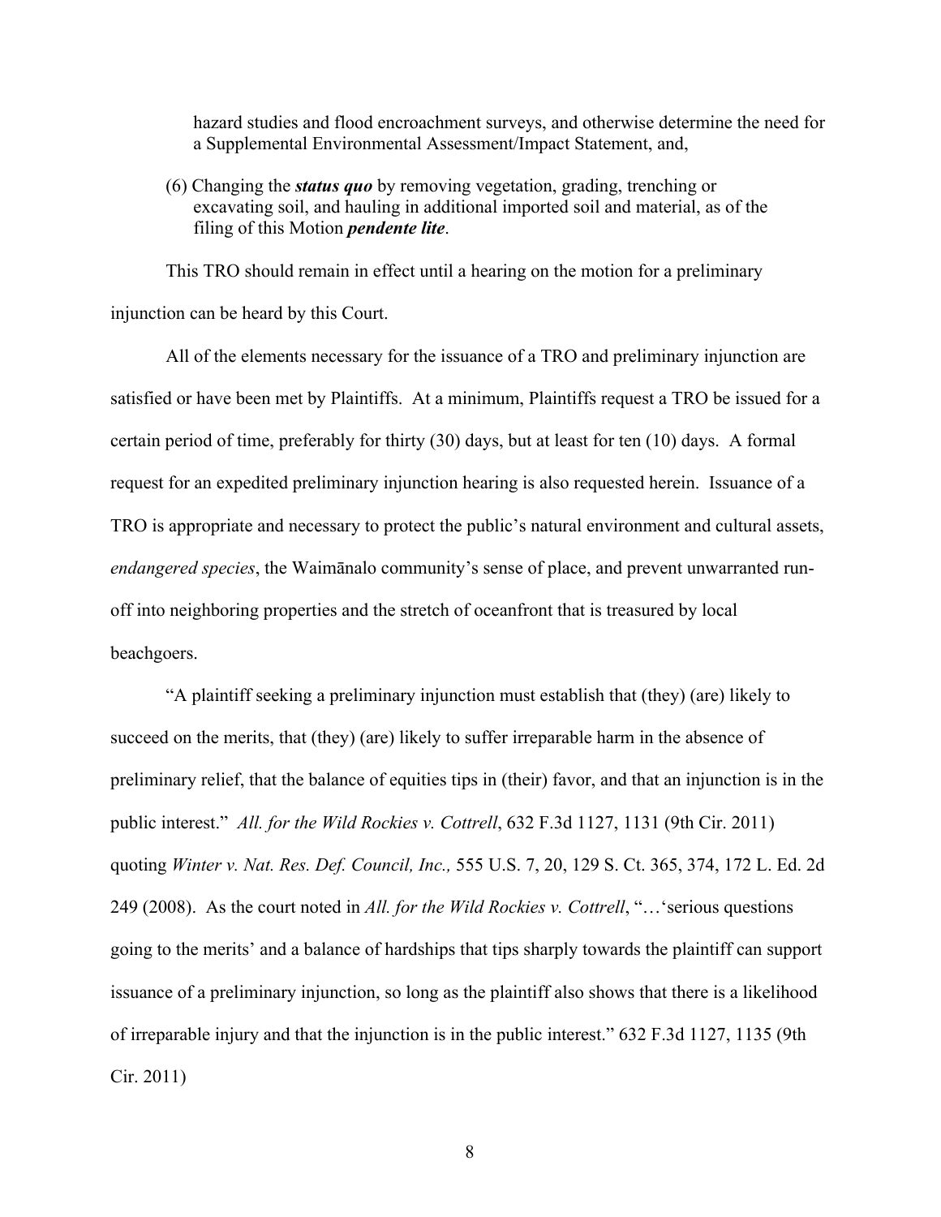hazard studies and flood encroachment surveys, and otherwise determine the need for a Supplemental Environmental Assessment/Impact Statement, and,

(6) Changing the ***status quo*** by removing vegetation, grading, trenching or excavating soil, and hauling in additional imported soil and material, as of the filing of this Motion ***pendente lite***.

This TRO should remain in effect until a hearing on the motion for a preliminary injunction can be heard by this Court.

All of the elements necessary for the issuance of a TRO and preliminary injunction are satisfied or have been met by Plaintiffs. At a minimum, Plaintiffs request a TRO be issued for a certain period of time, preferably for thirty (30) days, but at least for ten (10) days. A formal request for an expedited preliminary injunction hearing is also requested herein. Issuance of a TRO is appropriate and necessary to protect the public's natural environment and cultural assets, *endangered species*, the Waimānalo community's sense of place, and prevent unwarranted run-off into neighboring properties and the stretch of oceanfront that is treasured by local beachgoers.

"A plaintiff seeking a preliminary injunction must establish that (they) (are) likely to succeed on the merits, that (they) (are) likely to suffer irreparable harm in the absence of preliminary relief, that the balance of equities tips in (their) favor, and that an injunction is in the public interest." *All. for the Wild Rockies v. Cottrell*, 632 F.3d 1127, 1131 (9th Cir. 2011) quoting *Winter v. Nat. Res. Def. Council, Inc.,* 555 U.S. 7, 20, 129 S. Ct. 365, 374, 172 L. Ed. 2d 249 (2008). As the court noted in *All. for the Wild Rockies v. Cottrell*, "…'serious questions going to the merits' and a balance of hardships that tips sharply towards the plaintiff can support issuance of a preliminary injunction, so long as the plaintiff also shows that there is a likelihood of irreparable injury and that the injunction is in the public interest." 632 F.3d 1127, 1135 (9th Cir. 2011)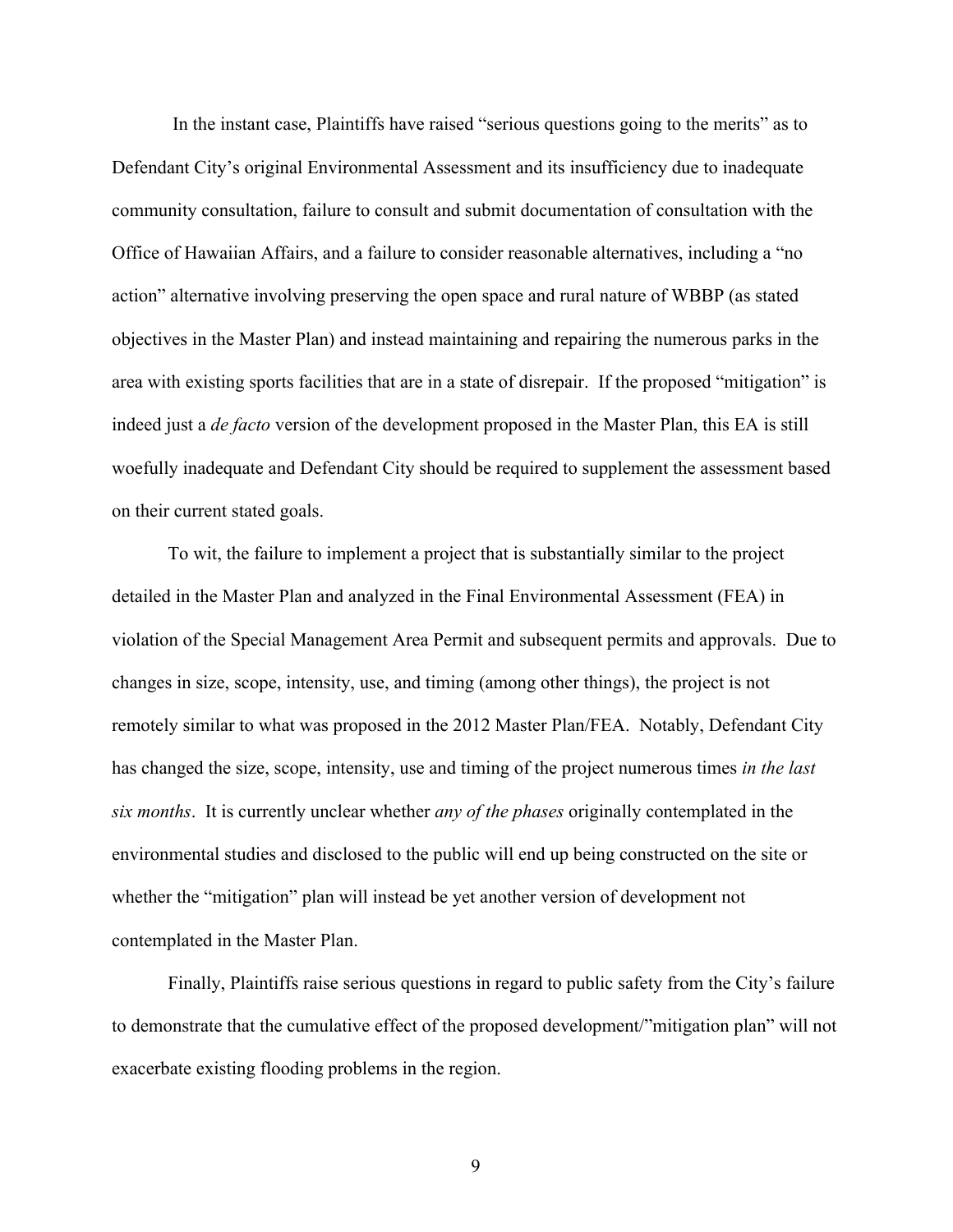In the instant case, Plaintiffs have raised "serious questions going to the merits" as to Defendant City's original Environmental Assessment and its insufficiency due to inadequate community consultation, failure to consult and submit documentation of consultation with the Office of Hawaiian Affairs, and a failure to consider reasonable alternatives, including a "no action" alternative involving preserving the open space and rural nature of WBBP (as stated objectives in the Master Plan) and instead maintaining and repairing the numerous parks in the area with existing sports facilities that are in a state of disrepair. If the proposed "mitigation" is indeed just a *de facto* version of the development proposed in the Master Plan, this EA is still woefully inadequate and Defendant City should be required to supplement the assessment based on their current stated goals.

To wit, the failure to implement a project that is substantially similar to the project detailed in the Master Plan and analyzed in the Final Environmental Assessment (FEA) in violation of the Special Management Area Permit and subsequent permits and approvals. Due to changes in size, scope, intensity, use, and timing (among other things), the project is not remotely similar to what was proposed in the 2012 Master Plan/FEA. Notably, Defendant City has changed the size, scope, intensity, use and timing of the project numerous times *in the last six months*. It is currently unclear whether *any of the phases* originally contemplated in the environmental studies and disclosed to the public will end up being constructed on the site or whether the "mitigation" plan will instead be yet another version of development not contemplated in the Master Plan.

Finally, Plaintiffs raise serious questions in regard to public safety from the City's failure to demonstrate that the cumulative effect of the proposed development/"mitigation plan" will not exacerbate existing flooding problems in the region.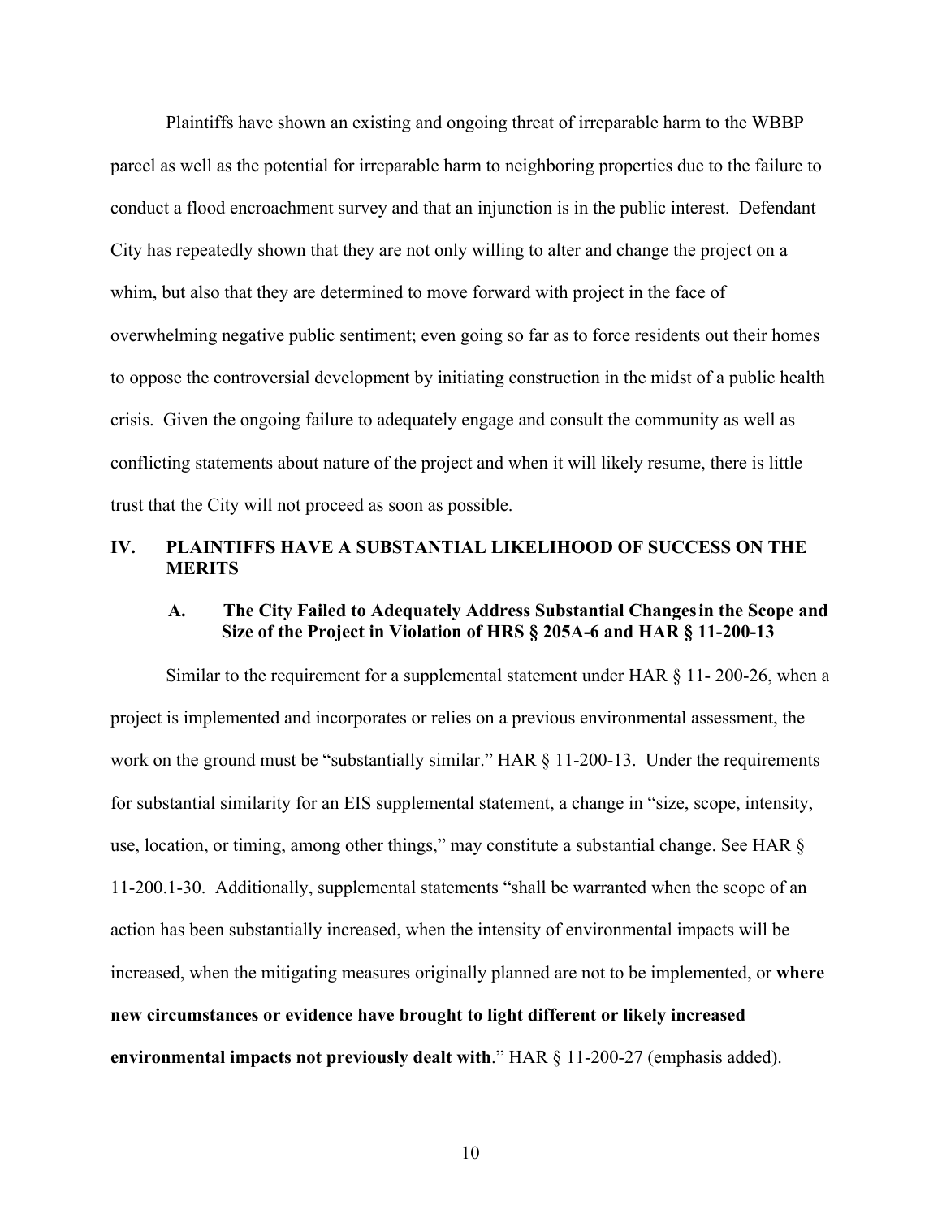Plaintiffs have shown an existing and ongoing threat of irreparable harm to the WBBP parcel as well as the potential for irreparable harm to neighboring properties due to the failure to conduct a flood encroachment survey and that an injunction is in the public interest. Defendant City has repeatedly shown that they are not only willing to alter and change the project on a whim, but also that they are determined to move forward with project in the face of overwhelming negative public sentiment; even going so far as to force residents out their homes to oppose the controversial development by initiating construction in the midst of a public health crisis. Given the ongoing failure to adequately engage and consult the community as well as conflicting statements about nature of the project and when it will likely resume, there is little trust that the City will not proceed as soon as possible.

## IV. PLAINTIFFS HAVE A SUBSTANTIAL LIKELIHOOD OF SUCCESS ON THE MERITS

### A. The City Failed to Adequately Address Substantial Changes in the Scope and Size of the Project in Violation of HRS § 205A-6 and HAR § 11-200-13

Similar to the requirement for a supplemental statement under HAR § 11- 200-26, when a project is implemented and incorporates or relies on a previous environmental assessment, the work on the ground must be "substantially similar." HAR § 11-200-13. Under the requirements for substantial similarity for an EIS supplemental statement, a change in "size, scope, intensity, use, location, or timing, among other things," may constitute a substantial change. See HAR § 11-200.1-30. Additionally, supplemental statements "shall be warranted when the scope of an action has been substantially increased, when the intensity of environmental impacts will be increased, when the mitigating measures originally planned are not to be implemented, or **where new circumstances or evidence have brought to light different or likely increased environmental impacts not previously dealt with**." HAR § 11-200-27 (emphasis added).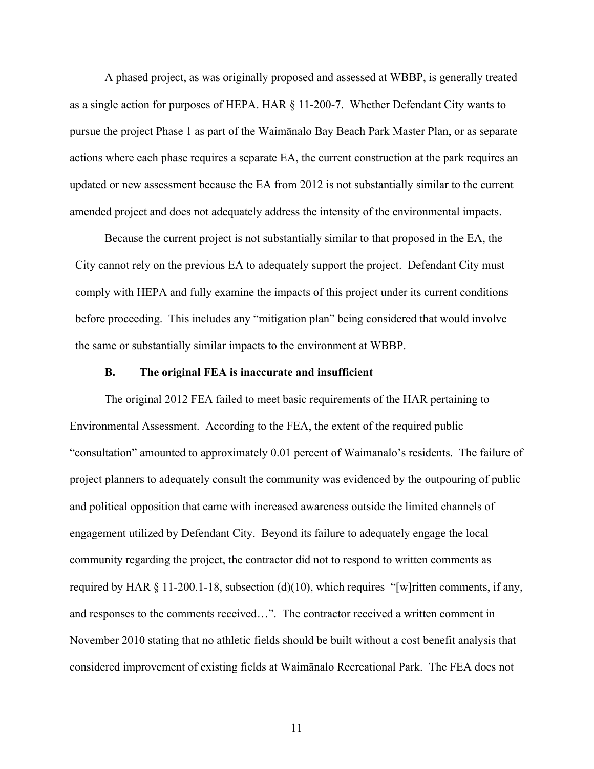A phased project, as was originally proposed and assessed at WBBP, is generally treated as a single action for purposes of HEPA. HAR § 11-200-7. Whether Defendant City wants to pursue the project Phase 1 as part of the Waimānalo Bay Beach Park Master Plan, or as separate actions where each phase requires a separate EA, the current construction at the park requires an updated or new assessment because the EA from 2012 is not substantially similar to the current amended project and does not adequately address the intensity of the environmental impacts.

Because the current project is not substantially similar to that proposed in the EA, the City cannot rely on the previous EA to adequately support the project. Defendant City must comply with HEPA and fully examine the impacts of this project under its current conditions before proceeding. This includes any "mitigation plan" being considered that would involve the same or substantially similar impacts to the environment at WBBP.

**B. The original FEA is inaccurate and insufficient**

The original 2012 FEA failed to meet basic requirements of the HAR pertaining to Environmental Assessment. According to the FEA, the extent of the required public "consultation" amounted to approximately 0.01 percent of Waimanalo's residents. The failure of project planners to adequately consult the community was evidenced by the outpouring of public and political opposition that came with increased awareness outside the limited channels of engagement utilized by Defendant City. Beyond its failure to adequately engage the local community regarding the project, the contractor did not to respond to written comments as required by HAR § 11-200.1-18, subsection (d)(10), which requires "[w]ritten comments, if any, and responses to the comments received…". The contractor received a written comment in November 2010 stating that no athletic fields should be built without a cost benefit analysis that considered improvement of existing fields at Waimānalo Recreational Park. The FEA does not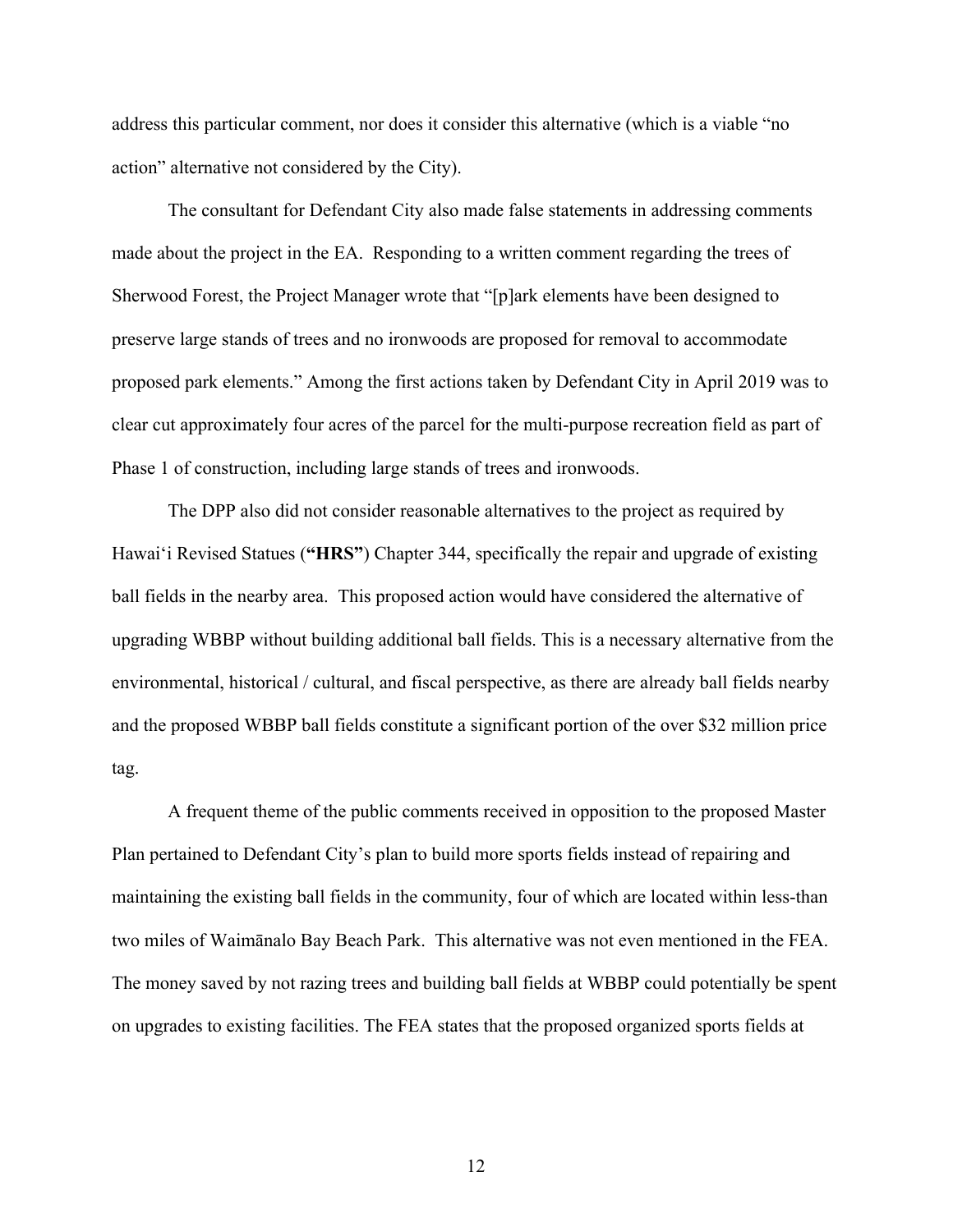address this particular comment, nor does it consider this alternative (which is a viable "no action" alternative not considered by the City).

The consultant for Defendant City also made false statements in addressing comments made about the project in the EA. Responding to a written comment regarding the trees of Sherwood Forest, the Project Manager wrote that "[p]ark elements have been designed to preserve large stands of trees and no ironwoods are proposed for removal to accommodate proposed park elements." Among the first actions taken by Defendant City in April 2019 was to clear cut approximately four acres of the parcel for the multi-purpose recreation field as part of Phase 1 of construction, including large stands of trees and ironwoods.

The DPP also did not consider reasonable alternatives to the project as required by Hawai'i Revised Statues (**"HRS"**) Chapter 344, specifically the repair and upgrade of existing ball fields in the nearby area. This proposed action would have considered the alternative of upgrading WBBP without building additional ball fields. This is a necessary alternative from the environmental, historical / cultural, and fiscal perspective, as there are already ball fields nearby and the proposed WBBP ball fields constitute a significant portion of the over $32 million price tag.

A frequent theme of the public comments received in opposition to the proposed Master Plan pertained to Defendant City's plan to build more sports fields instead of repairing and maintaining the existing ball fields in the community, four of which are located within less-than two miles of Waimānalo Bay Beach Park. This alternative was not even mentioned in the FEA. The money saved by not razing trees and building ball fields at WBBP could potentially be spent on upgrades to existing facilities. The FEA states that the proposed organized sports fields at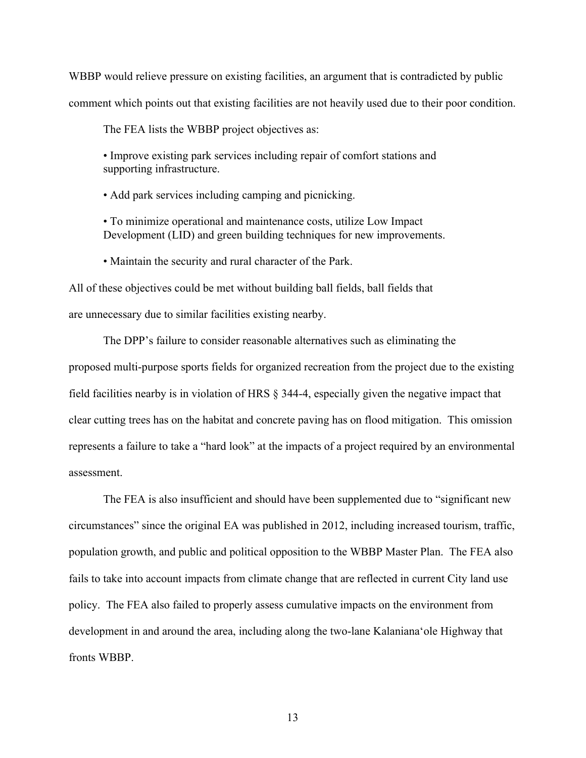WBBP would relieve pressure on existing facilities, an argument that is contradicted by public comment which points out that existing facilities are not heavily used due to their poor condition.

The FEA lists the WBBP project objectives as:

- Improve existing park services including repair of comfort stations and supporting infrastructure.
- Add park services including camping and picnicking.
- To minimize operational and maintenance costs, utilize Low Impact Development (LID) and green building techniques for new improvements.
- Maintain the security and rural character of the Park.

All of these objectives could be met without building ball fields, ball fields that are unnecessary due to similar facilities existing nearby.

The DPP's failure to consider reasonable alternatives such as eliminating the proposed multi-purpose sports fields for organized recreation from the project due to the existing field facilities nearby is in violation of HRS § 344-4, especially given the negative impact that clear cutting trees has on the habitat and concrete paving has on flood mitigation. This omission represents a failure to take a "hard look" at the impacts of a project required by an environmental assessment.

The FEA is also insufficient and should have been supplemented due to "significant new circumstances" since the original EA was published in 2012, including increased tourism, traffic, population growth, and public and political opposition to the WBBP Master Plan. The FEA also fails to take into account impacts from climate change that are reflected in current City land use policy. The FEA also failed to properly assess cumulative impacts on the environment from development in and around the area, including along the two-lane Kalaniana'ole Highway that fronts WBBP.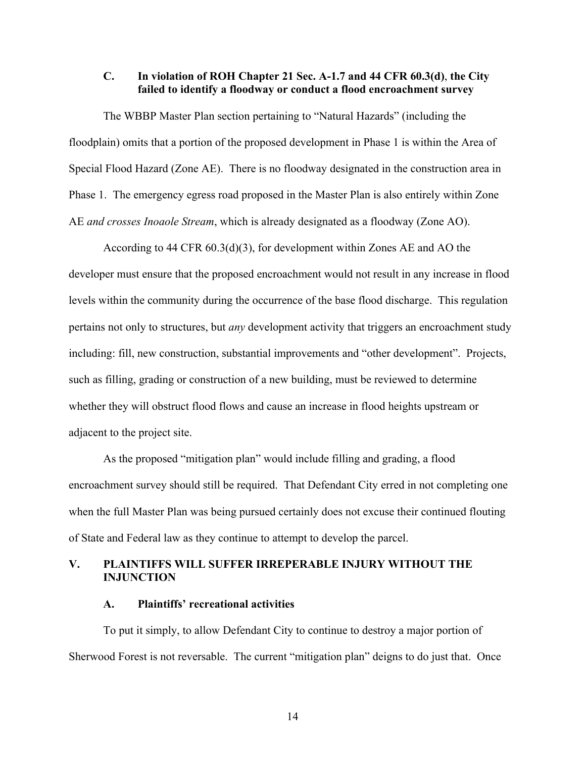### C. In violation of ROH Chapter 21 Sec. A-1.7 and 44 CFR 60.3(d), the City failed to identify a floodway or conduct a flood encroachment survey

The WBBP Master Plan section pertaining to "Natural Hazards" (including the floodplain) omits that a portion of the proposed development in Phase 1 is within the Area of Special Flood Hazard (Zone AE). There is no floodway designated in the construction area in Phase 1. The emergency egress road proposed in the Master Plan is also entirely within Zone AE *and crosses Inoaole Stream*, which is already designated as a floodway (Zone AO).

According to 44 CFR 60.3(d)(3), for development within Zones AE and AO the developer must ensure that the proposed encroachment would not result in any increase in flood levels within the community during the occurrence of the base flood discharge. This regulation pertains not only to structures, but *any* development activity that triggers an encroachment study including: fill, new construction, substantial improvements and "other development". Projects, such as filling, grading or construction of a new building, must be reviewed to determine whether they will obstruct flood flows and cause an increase in flood heights upstream or adjacent to the project site.

As the proposed "mitigation plan" would include filling and grading, a flood encroachment survey should still be required. That Defendant City erred in not completing one when the full Master Plan was being pursued certainly does not excuse their continued flouting of State and Federal law as they continue to attempt to develop the parcel.

## V. PLAINTIFFS WILL SUFFER IRREPERABLE INJURY WITHOUT THE INJUNCTION

### A. Plaintiffs' recreational activities

To put it simply, to allow Defendant City to continue to destroy a major portion of Sherwood Forest is not reversable. The current "mitigation plan" deigns to do just that. Once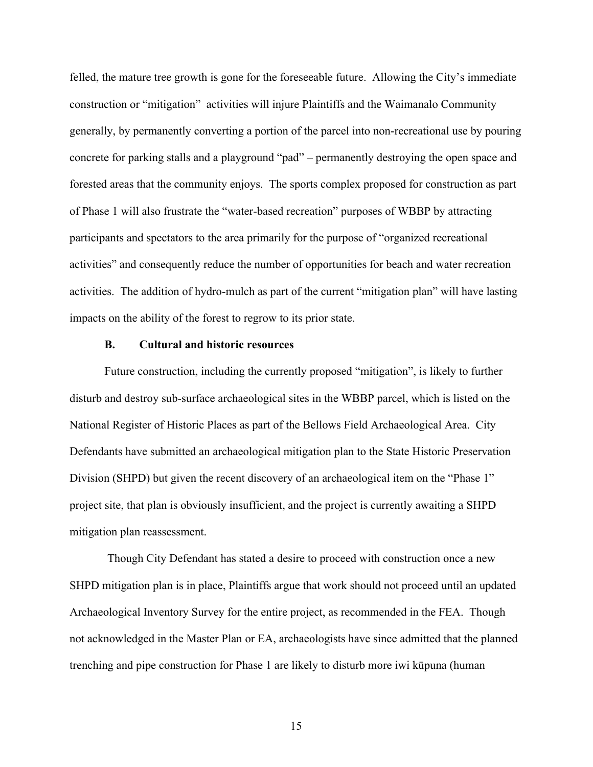felled, the mature tree growth is gone for the foreseeable future. Allowing the City's immediate construction or "mitigation" activities will injure Plaintiffs and the Waimanalo Community generally, by permanently converting a portion of the parcel into non-recreational use by pouring concrete for parking stalls and a playground "pad" – permanently destroying the open space and forested areas that the community enjoys. The sports complex proposed for construction as part of Phase 1 will also frustrate the "water-based recreation" purposes of WBBP by attracting participants and spectators to the area primarily for the purpose of "organized recreational activities" and consequently reduce the number of opportunities for beach and water recreation activities. The addition of hydro-mulch as part of the current "mitigation plan" will have lasting impacts on the ability of the forest to regrow to its prior state.

### B. Cultural and historic resources

Future construction, including the currently proposed "mitigation", is likely to further disturb and destroy sub-surface archaeological sites in the WBBP parcel, which is listed on the National Register of Historic Places as part of the Bellows Field Archaeological Area. City Defendants have submitted an archaeological mitigation plan to the State Historic Preservation Division (SHPD) but given the recent discovery of an archaeological item on the "Phase 1" project site, that plan is obviously insufficient, and the project is currently awaiting a SHPD mitigation plan reassessment.

Though City Defendant has stated a desire to proceed with construction once a new SHPD mitigation plan is in place, Plaintiffs argue that work should not proceed until an updated Archaeological Inventory Survey for the entire project, as recommended in the FEA. Though not acknowledged in the Master Plan or EA, archaeologists have since admitted that the planned trenching and pipe construction for Phase 1 are likely to disturb more iwi kūpuna (human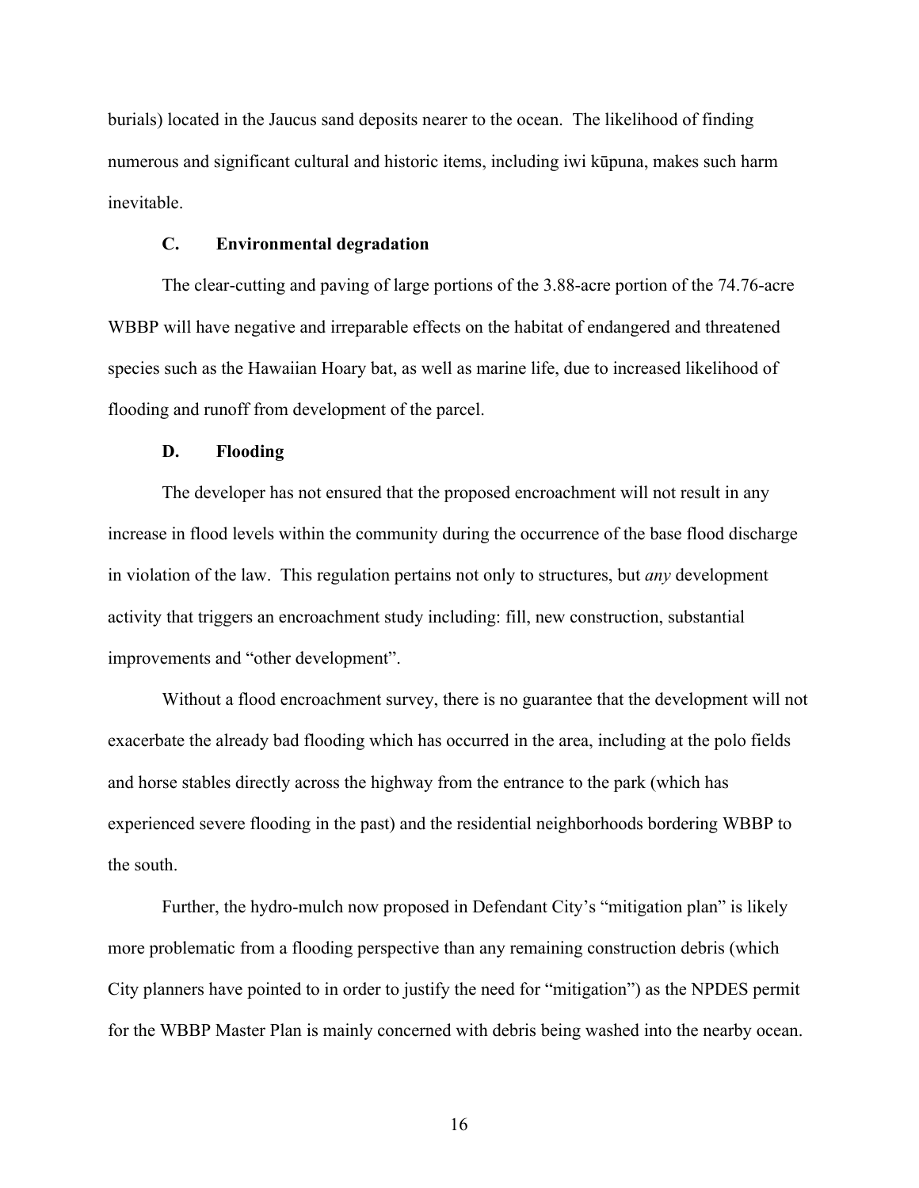burials) located in the Jaucus sand deposits nearer to the ocean. The likelihood of finding numerous and significant cultural and historic items, including iwi kūpuna, makes such harm inevitable.

### C. Environmental degradation

The clear-cutting and paving of large portions of the 3.88-acre portion of the 74.76-acre WBBP will have negative and irreparable effects on the habitat of endangered and threatened species such as the Hawaiian Hoary bat, as well as marine life, due to increased likelihood of flooding and runoff from development of the parcel.

### D. Flooding

The developer has not ensured that the proposed encroachment will not result in any increase in flood levels within the community during the occurrence of the base flood discharge in violation of the law. This regulation pertains not only to structures, but *any* development activity that triggers an encroachment study including: fill, new construction, substantial improvements and "other development".

Without a flood encroachment survey, there is no guarantee that the development will not exacerbate the already bad flooding which has occurred in the area, including at the polo fields and horse stables directly across the highway from the entrance to the park (which has experienced severe flooding in the past) and the residential neighborhoods bordering WBBP to the south.

Further, the hydro-mulch now proposed in Defendant City's "mitigation plan" is likely more problematic from a flooding perspective than any remaining construction debris (which City planners have pointed to in order to justify the need for "mitigation") as the NPDES permit for the WBBP Master Plan is mainly concerned with debris being washed into the nearby ocean.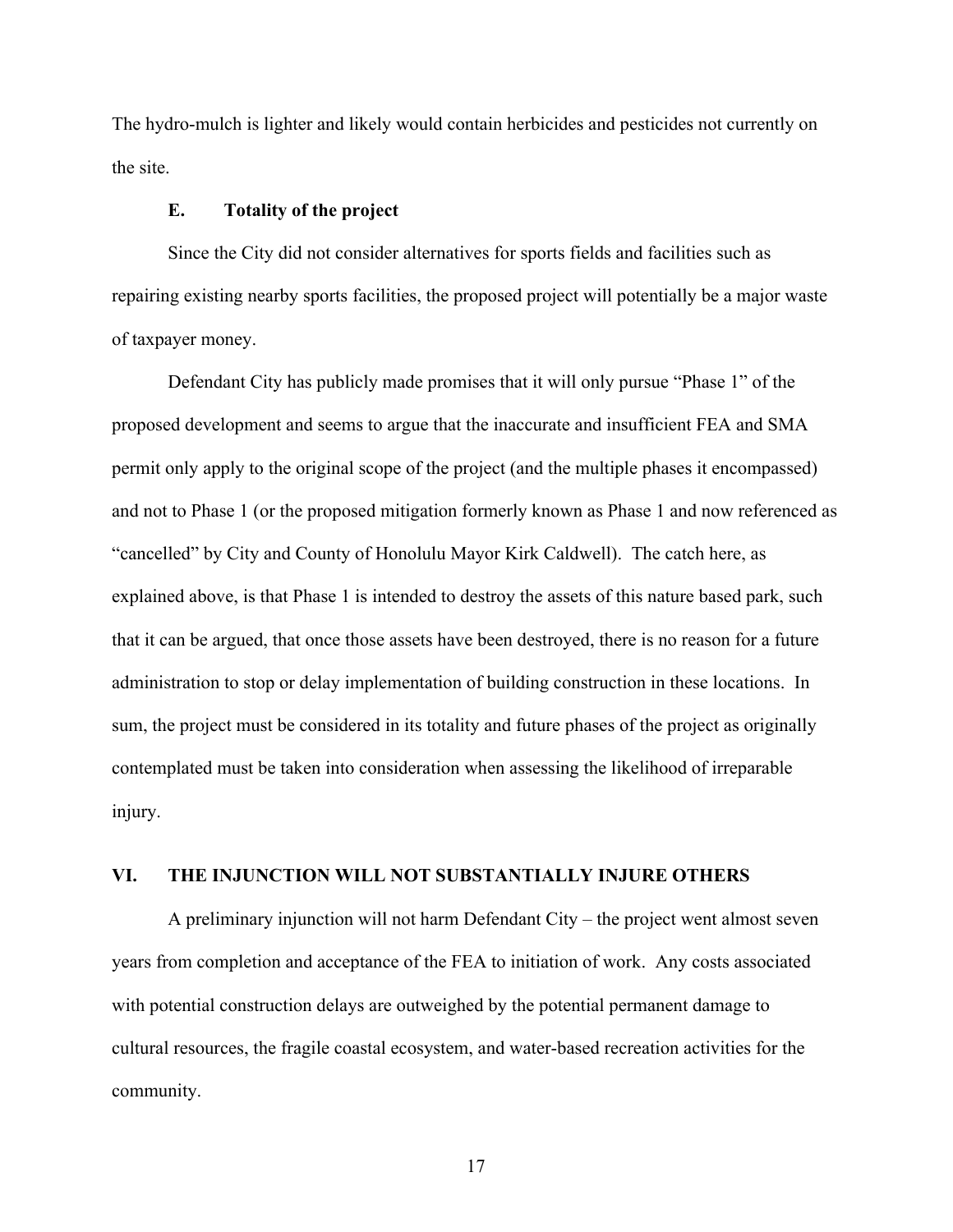The hydro-mulch is lighter and likely would contain herbicides and pesticides not currently on the site.

### E. Totality of the project

Since the City did not consider alternatives for sports fields and facilities such as repairing existing nearby sports facilities, the proposed project will potentially be a major waste of taxpayer money.

Defendant City has publicly made promises that it will only pursue "Phase 1" of the proposed development and seems to argue that the inaccurate and insufficient FEA and SMA permit only apply to the original scope of the project (and the multiple phases it encompassed) and not to Phase 1 (or the proposed mitigation formerly known as Phase 1 and now referenced as "cancelled" by City and County of Honolulu Mayor Kirk Caldwell). The catch here, as explained above, is that Phase 1 is intended to destroy the assets of this nature based park, such that it can be argued, that once those assets have been destroyed, there is no reason for a future administration to stop or delay implementation of building construction in these locations. In sum, the project must be considered in its totality and future phases of the project as originally contemplated must be taken into consideration when assessing the likelihood of irreparable injury.

## VI. THE INJUNCTION WILL NOT SUBSTANTIALLY INJURE OTHERS

A preliminary injunction will not harm Defendant City – the project went almost seven years from completion and acceptance of the FEA to initiation of work. Any costs associated with potential construction delays are outweighed by the potential permanent damage to cultural resources, the fragile coastal ecosystem, and water-based recreation activities for the community.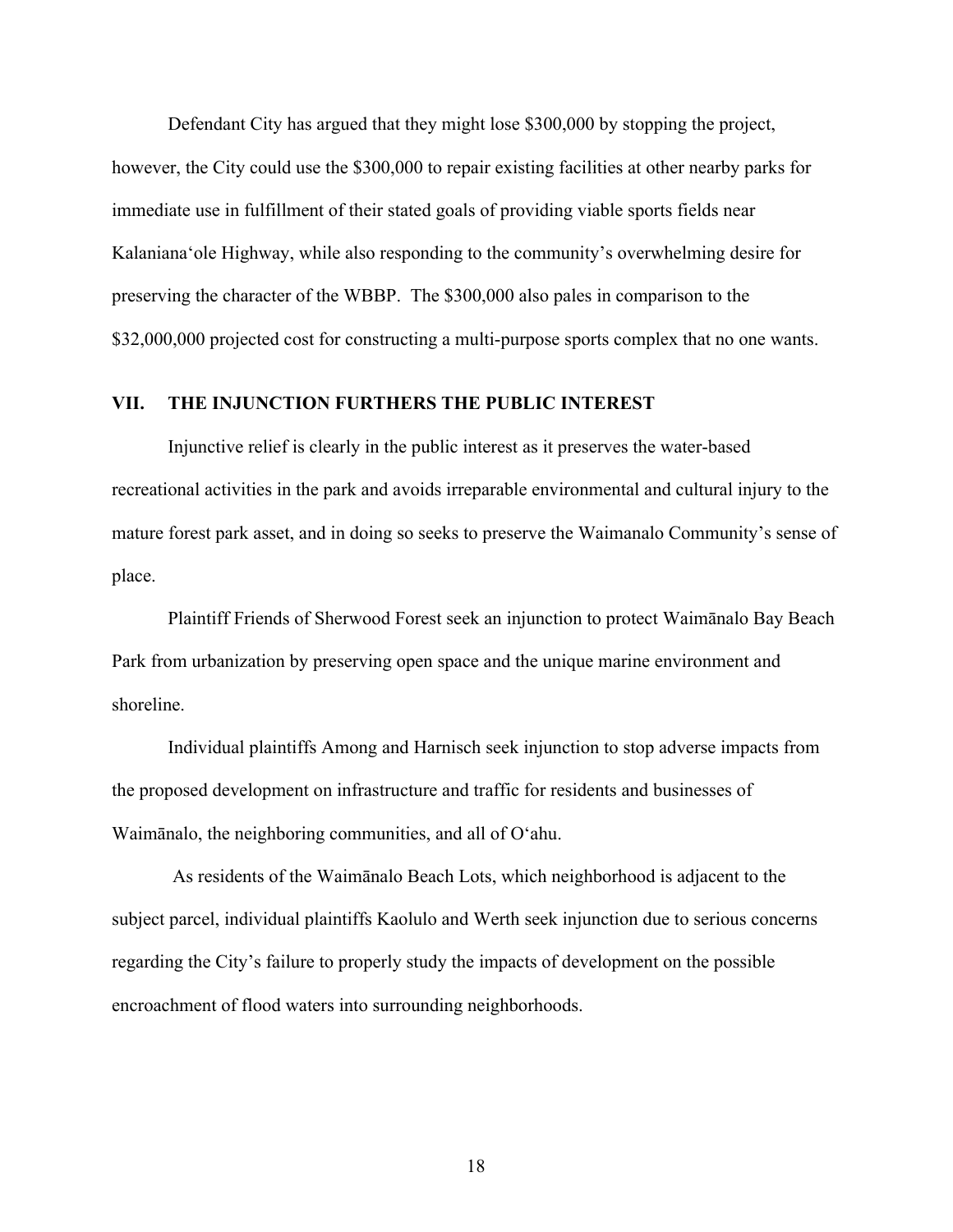Defendant City has argued that they might lose $300,000 by stopping the project, however, the City could use the $300,000 to repair existing facilities at other nearby parks for immediate use in fulfillment of their stated goals of providing viable sports fields near Kalanianaʻole Highway, while also responding to the community's overwhelming desire for preserving the character of the WBBP. The $300,000 also pales in comparison to the $32,000,000 projected cost for constructing a multi-purpose sports complex that no one wants.

## VII. THE INJUNCTION FURTHERS THE PUBLIC INTEREST

Injunctive relief is clearly in the public interest as it preserves the water-based recreational activities in the park and avoids irreparable environmental and cultural injury to the mature forest park asset, and in doing so seeks to preserve the Waimanalo Community's sense of place.

Plaintiff Friends of Sherwood Forest seek an injunction to protect Waimānalo Bay Beach Park from urbanization by preserving open space and the unique marine environment and shoreline.

Individual plaintiffs Among and Harnisch seek injunction to stop adverse impacts from the proposed development on infrastructure and traffic for residents and businesses of Waimānalo, the neighboring communities, and all of Oʻahu.

As residents of the Waimānalo Beach Lots, which neighborhood is adjacent to the subject parcel, individual plaintiffs Kaolulo and Werth seek injunction due to serious concerns regarding the City's failure to properly study the impacts of development on the possible encroachment of flood waters into surrounding neighborhoods.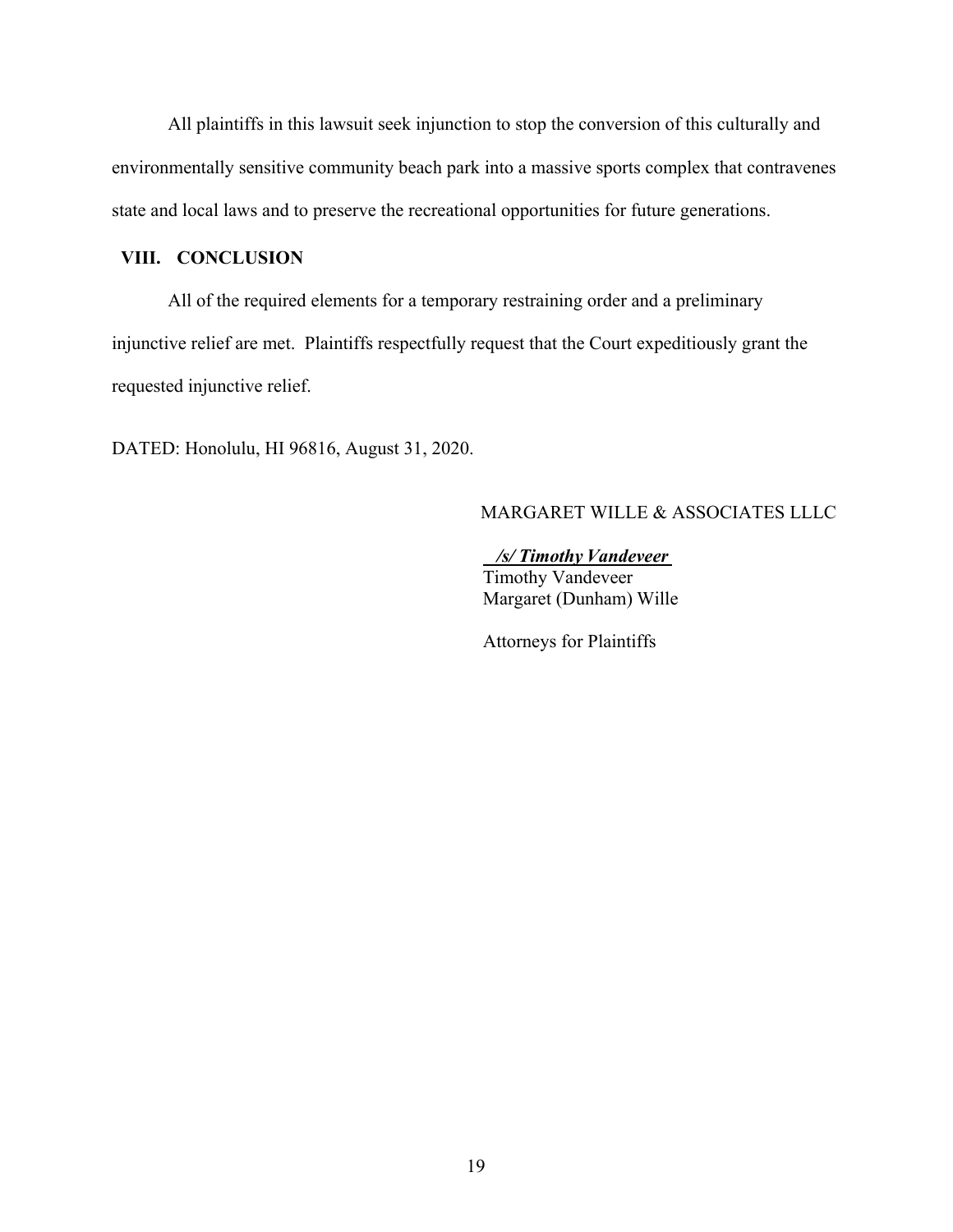All plaintiffs in this lawsuit seek injunction to stop the conversion of this culturally and environmentally sensitive community beach park into a massive sports complex that contravenes state and local laws and to preserve the recreational opportunities for future generations.

## VIII. CONCLUSION

All of the required elements for a temporary restraining order and a preliminary injunctive relief are met. Plaintiffs respectfully request that the Court expeditiously grant the requested injunctive relief.

DATED: Honolulu, HI 96816, August 31, 2020.

MARGARET WILLE & ASSOCIATES LLLC

***/s/ Timothy Vandeveer***
Timothy Vandeveer
Margaret (Dunham) Wille

Attorneys for Plaintiffs